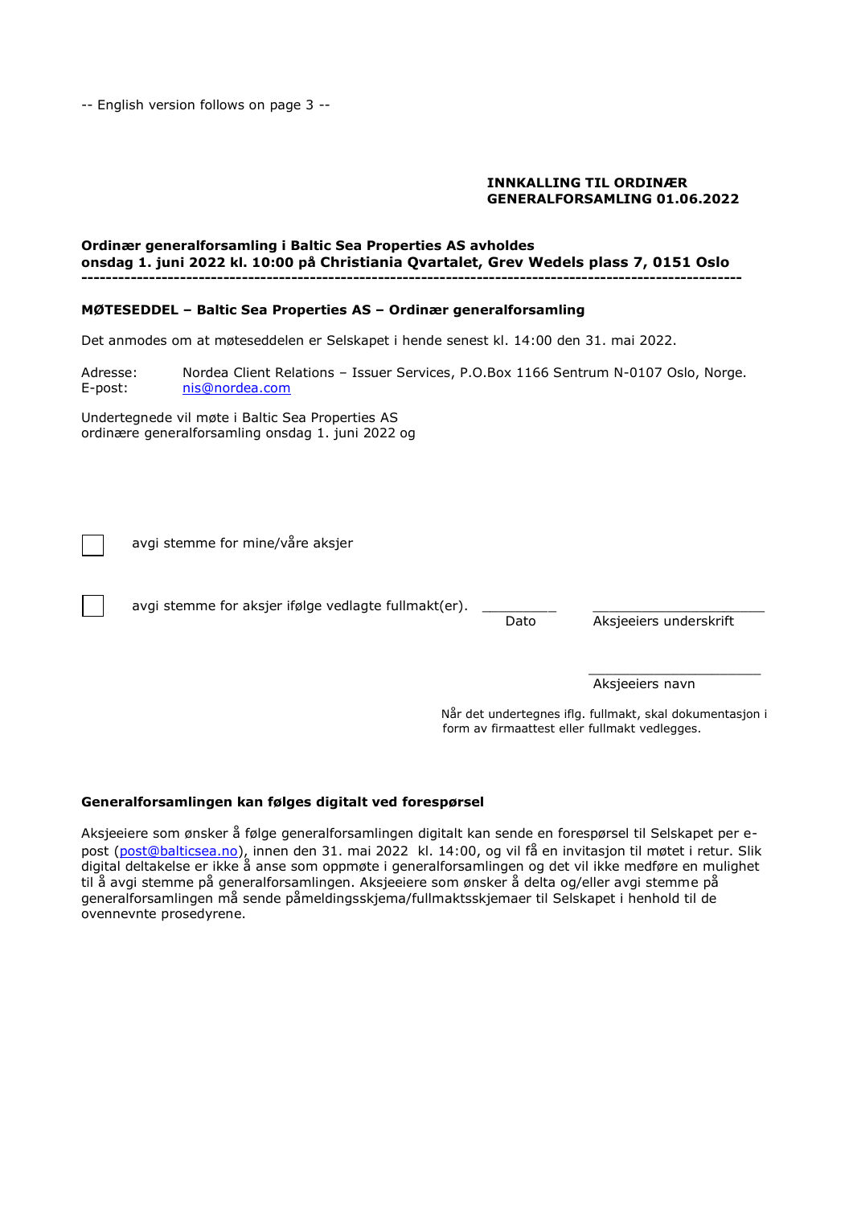-- English version follows on page 3 --

**INNKALLING TIL ORDINÆR GENERALFORSAMLING 01.06.2022**

**Ordinær generalforsamling i Baltic Sea Properties AS avholdes onsdag 1. juni 2022 kl. 10:00 på Christiania Qvartalet, Grev Wedels plass 7, 0151 Oslo**

---

**MØTESEDDEL – Baltic Sea Properties AS – Ordinær generalforsamling**

Det anmodes om at møteseddelen er Selskapet i hende senest kl. 14:00 den 31. mai 2022.

Adresse: Nordea Client Relations – Issuer Services, P.O.Box 1166 Sentrum N-0107 Oslo, Norge.
E-post: nis@nordea.com

Undertegnede vil møte i Baltic Sea Properties AS ordinære generalforsamling onsdag 1. juni 2022 og

☐ avgi stemme for mine/våre aksjer

☐ avgi stemme for aksjer ifølge vedlagte fullmakt(er).

__________ Dato

______________________ Aksjeeiers underskrift

______________________ Aksjeeiers navn

Når det undertegnes iflg. fullmakt, skal dokumentasjon i form av firmaattest eller fullmakt vedlegges.

**Generalforsamlingen kan følges digitalt ved forespørsel**

Aksjeeiere som ønsker å følge generalforsamlingen digitalt kan sende en forespørsel til Selskapet per e-post (post@balticsea.no), innen den 31. mai 2022 kl. 14:00, og vil få en invitasjon til møtet i retur. Slik digital deltakelse er ikke å anse som oppmøte i generalforsamlingen og det vil ikke medføre en mulighet til å avgi stemme på generalforsamlingen. Aksjeeiere som ønsker å delta og/eller avgi stemme på generalforsamlingen må sende påmeldingsskjema/fullmaktsskjemaer til Selskapet i henhold til de ovennevnte prosedyrene.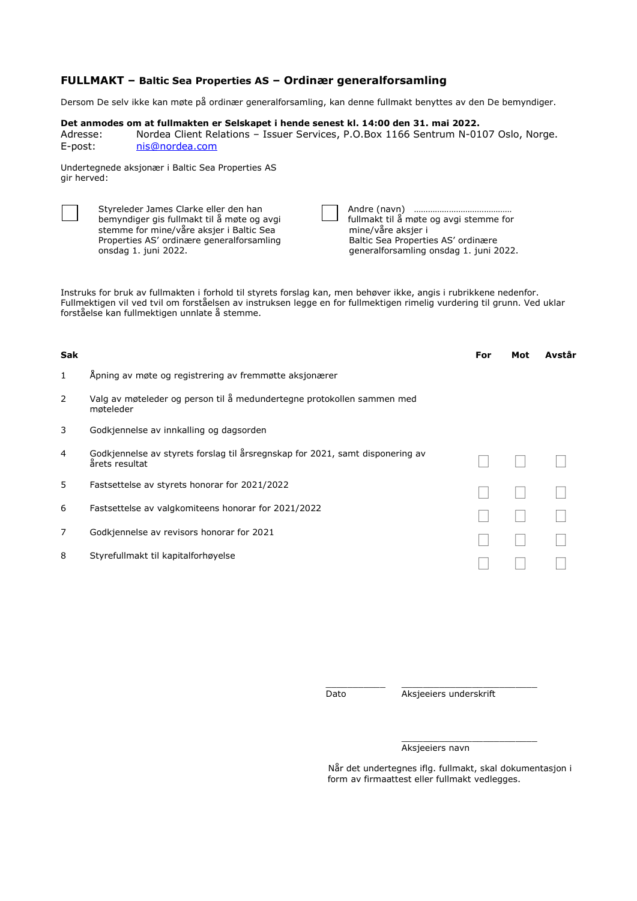## FULLMAKT – Baltic Sea Properties AS – Ordinær generalforsamling

Dersom De selv ikke kan møte på ordinær generalforsamling, kan denne fullmakt benyttes av den De bemyndiger.

**Det anmodes om at fullmakten er Selskapet i hende senest kl. 14:00 den 31. mai 2022.**
Adresse: Nordea Client Relations – Issuer Services, P.O.Box 1166 Sentrum N-0107 Oslo, Norge.
E-post: nis@nordea.com

Undertegnede aksjonær i Baltic Sea Properties AS gir herved:

☐ Styreleder James Clarke eller den han bemyndiger gis fullmakt til å møte og avgi stemme for mine/våre aksjer i Baltic Sea Properties AS' ordinære generalforsamling onsdag 1. juni 2022.

☐ Andre (navn) …………………………………… fullmakt til å møte og avgi stemme for mine/våre aksjer i Baltic Sea Properties AS' ordinære generalforsamling onsdag 1. juni 2022.

Instruks for bruk av fullmakten i forhold til styrets forslag kan, men behøver ikke, angis i rubrikkene nedenfor. Fullmektigen vil ved tvil om forståelsen av instruksen legge en for fullmektigen rimelig vurdering til grunn. Ved uklar forståelse kan fullmektigen unnlate å stemme.

| Sak | | For | Mot | Avstår |
|---|---|---|---|---|
| 1 | Åpning av møte og registrering av fremmøtte aksjonærer | | | |
| 2 | Valg av møteleder og person til å medundertegne protokollen sammen med møteleder | | | |
| 3 | Godkjennelse av innkalling og dagsorden | | | |
| 4 | Godkjennelse av styrets forslag til årsregnskap for 2021, samt disponering av årets resultat | ☐ | ☐ | ☐ |
| 5 | Fastsettelse av styrets honorar for 2021/2022 | ☐ | ☐ | ☐ |
| 6 | Fastsettelse av valgkomiteens honorar for 2021/2022 | ☐ | ☐ | ☐ |
| 7 | Godkjennelse av revisors honorar for 2021 | ☐ | ☐ | ☐ |
| 8 | Styrefullmakt til kapitalforhøyelse | ☐ | ☐ | ☐ |

___________ ___________________________
Dato Aksjeeiers underskrift

___________________________
Aksjeeiers navn

Når det undertegnes iflg. fullmakt, skal dokumentasjon i form av firmaattest eller fullmakt vedlegges.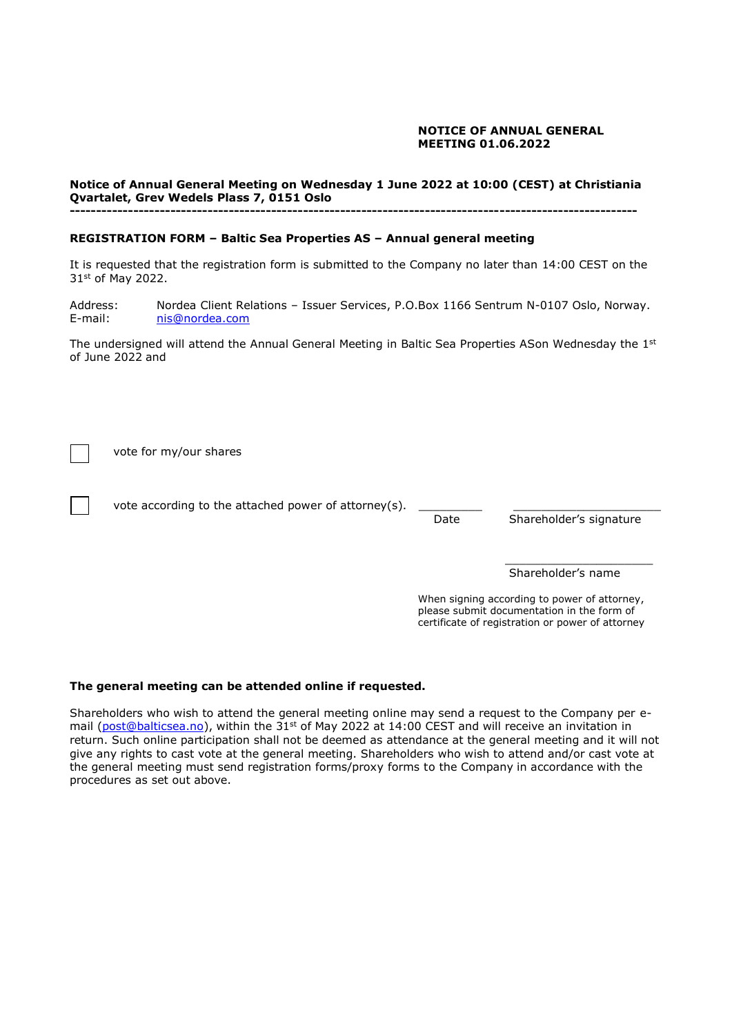**NOTICE OF ANNUAL GENERAL MEETING 01.06.2022**

**Notice of Annual General Meeting on Wednesday 1 June 2022 at 10:00 (CEST) at Christiania Qvartalet, Grev Wedels Plass 7, 0151 Oslo**

---

**REGISTRATION FORM – Baltic Sea Properties AS – Annual general meeting**

It is requested that the registration form is submitted to the Company no later than 14:00 CEST on the 31st of May 2022.

Address: Nordea Client Relations – Issuer Services, P.O.Box 1166 Sentrum N-0107 Oslo, Norway.
E-mail: nis@nordea.com

The undersigned will attend the Annual General Meeting in Baltic Sea Properties ASon Wednesday the 1st of June 2022 and

☐ vote for my/our shares

☐ vote according to the attached power of attorney(s).

\_\_\_\_\_\_\_\_\_\_ \_\_\_\_\_\_\_\_\_\_\_\_\_\_\_\_\_\_\_\_\_\_
Date Shareholder's signature

\_\_\_\_\_\_\_\_\_\_\_\_\_\_\_\_\_\_\_\_\_\_
Shareholder's name

When signing according to power of attorney, please submit documentation in the form of certificate of registration or power of attorney

**The general meeting can be attended online if requested.**

Shareholders who wish to attend the general meeting online may send a request to the Company per e-mail (post@balticsea.no), within the 31st of May 2022 at 14:00 CEST and will receive an invitation in return. Such online participation shall not be deemed as attendance at the general meeting and it will not give any rights to cast vote at the general meeting. Shareholders who wish to attend and/or cast vote at the general meeting must send registration forms/proxy forms to the Company in accordance with the procedures as set out above.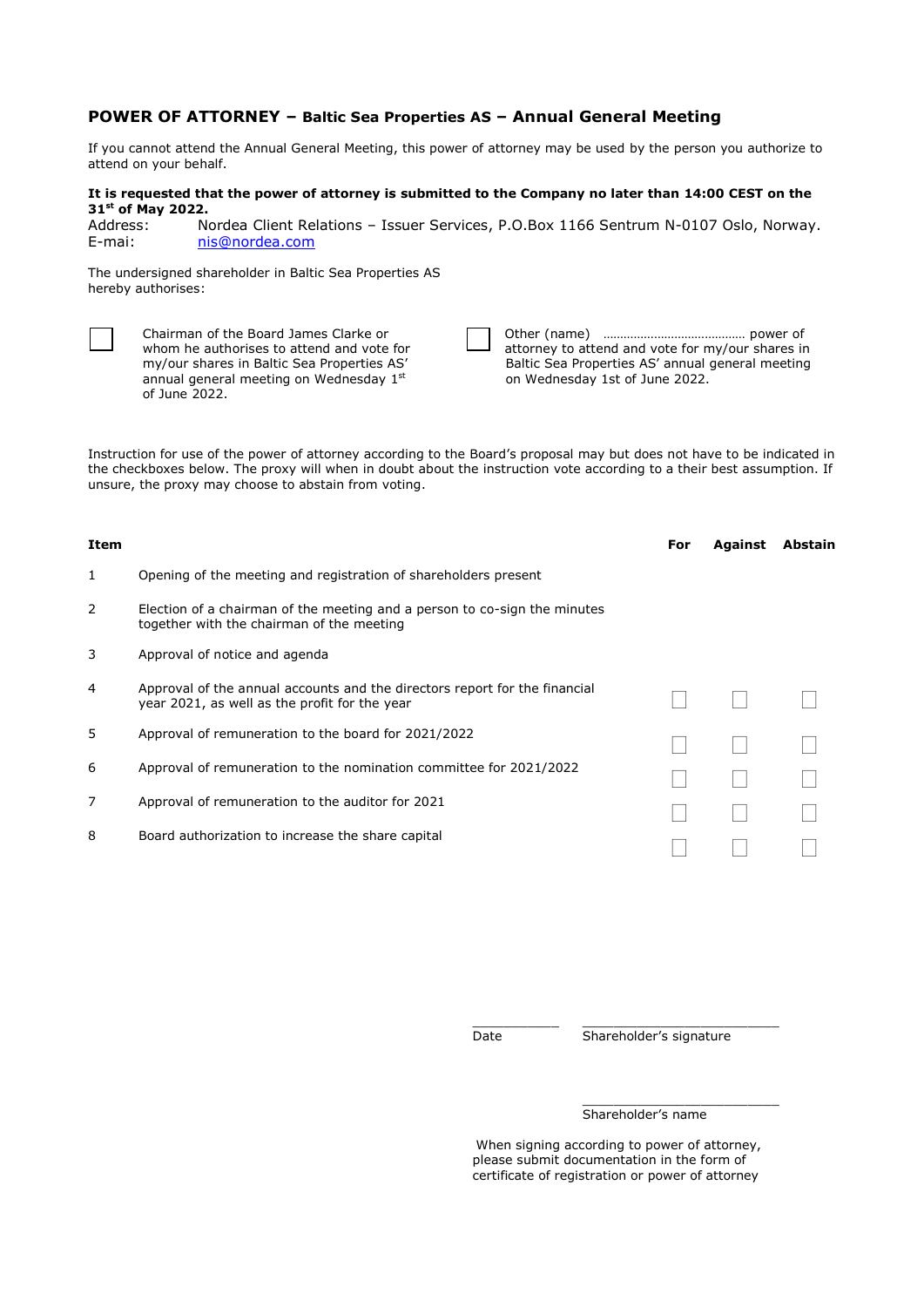## POWER OF ATTORNEY – Baltic Sea Properties AS – Annual General Meeting

If you cannot attend the Annual General Meeting, this power of attorney may be used by the person you authorize to attend on your behalf.

**It is requested that the power of attorney is submitted to the Company no later than 14:00 CEST on the 31st of May 2022.**
Address: Nordea Client Relations – Issuer Services, P.O.Box 1166 Sentrum N-0107 Oslo, Norway.
E-mai: nis@nordea.com

The undersigned shareholder in Baltic Sea Properties AS hereby authorises:

☐ Chairman of the Board James Clarke or whom he authorises to attend and vote for my/our shares in Baltic Sea Properties AS' annual general meeting on Wednesday 1st of June 2022.

☐ Other (name) …………………………………… power of attorney to attend and vote for my/our shares in Baltic Sea Properties AS' annual general meeting on Wednesday 1st of June 2022.

Instruction for use of the power of attorney according to the Board's proposal may but does not have to be indicated in the checkboxes below. The proxy will when in doubt about the instruction vote according to a their best assumption. If unsure, the proxy may choose to abstain from voting.

| Item | | For | Against | Abstain |
|---|---|---|---|---|
| 1 | Opening of the meeting and registration of shareholders present | | | |
| 2 | Election of a chairman of the meeting and a person to co-sign the minutes together with the chairman of the meeting | | | |
| 3 | Approval of notice and agenda | | | |
| 4 | Approval of the annual accounts and the directors report for the financial year 2021, as well as the profit for the year | ☐ | ☐ | ☐ |
| 5 | Approval of remuneration to the board for 2021/2022 | ☐ | ☐ | ☐ |
| 6 | Approval of remuneration to the nomination committee for 2021/2022 | ☐ | ☐ | ☐ |
| 7 | Approval of remuneration to the auditor for 2021 | ☐ | ☐ | ☐ |
| 8 | Board authorization to increase the share capital | ☐ | ☐ | ☐ |

___________ ________________________
Date Shareholder's signature

________________________
Shareholder's name

When signing according to power of attorney, please submit documentation in the form of certificate of registration or power of attorney